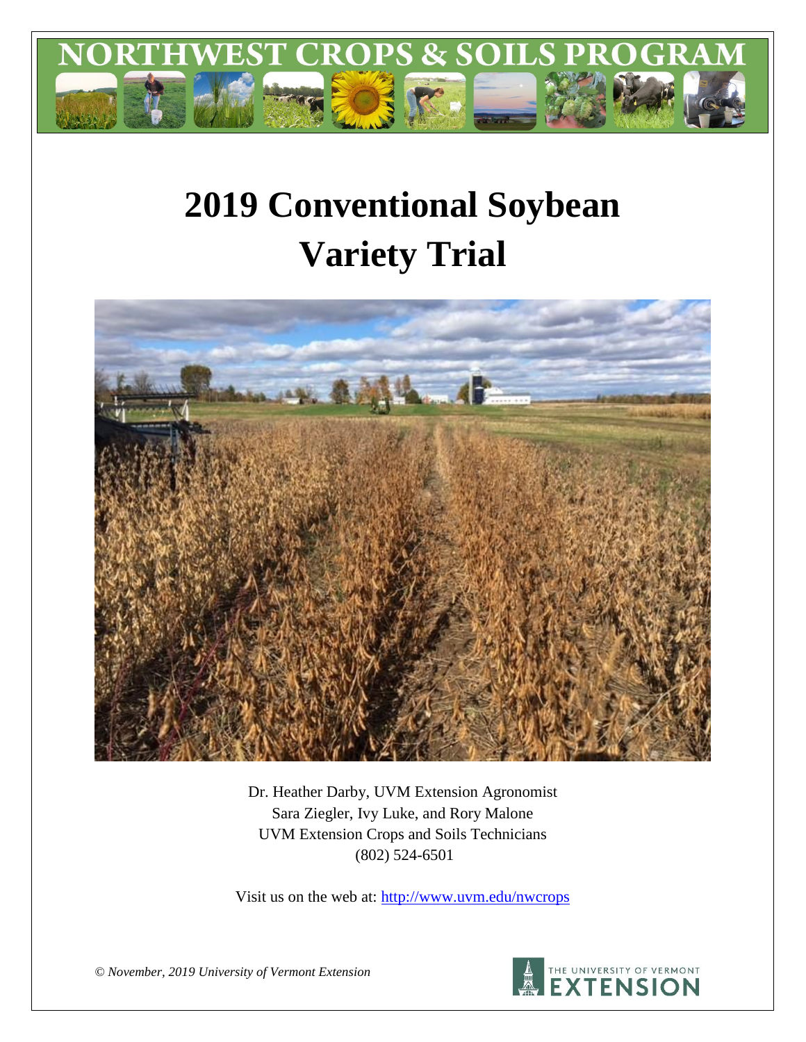# NORTHWEST CROPS & SOILS PROGRAM

# 2019 Conventional Soybean Variety Trial

Dr. Heather Darby, UVM Extension Agronomist
Sara Ziegler, Ivy Luke, and Rory Malone
UVM Extension Crops and Soils Technicians
(802) 524-6501

Visit us on the web at: http://www.uvm.edu/nwcrops

*© November, 2019 University of Vermont Extension*

THE UNIVERSITY OF VERMONT EXTENSION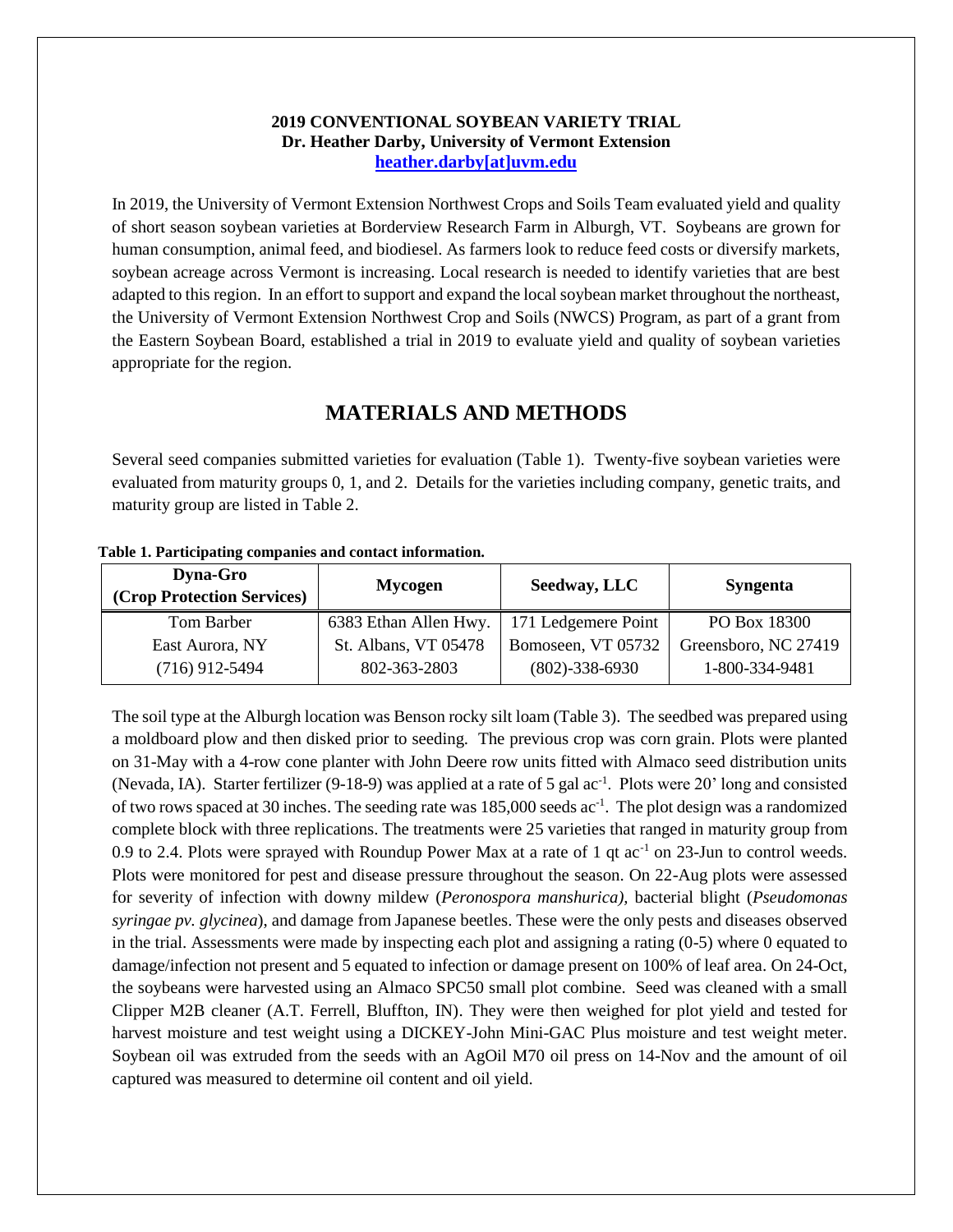**2019 CONVENTIONAL SOYBEAN VARIETY TRIAL**
**Dr. Heather Darby, University of Vermont Extension**
**heather.darby[at]uvm.edu**

In 2019, the University of Vermont Extension Northwest Crops and Soils Team evaluated yield and quality of short season soybean varieties at Borderview Research Farm in Alburgh, VT. Soybeans are grown for human consumption, animal feed, and biodiesel. As farmers look to reduce feed costs or diversify markets, soybean acreage across Vermont is increasing. Local research is needed to identify varieties that are best adapted to this region. In an effort to support and expand the local soybean market throughout the northeast, the University of Vermont Extension Northwest Crop and Soils (NWCS) Program, as part of a grant from the Eastern Soybean Board, established a trial in 2019 to evaluate yield and quality of soybean varieties appropriate for the region.

## MATERIALS AND METHODS

Several seed companies submitted varieties for evaluation (Table 1). Twenty-five soybean varieties were evaluated from maturity groups 0, 1, and 2. Details for the varieties including company, genetic traits, and maturity group are listed in Table 2.

**Table 1. Participating companies and contact information.**

| Dyna-Gro (Crop Protection Services) | Mycogen | Seedway, LLC | Syngenta |
|---|---|---|---|
| Tom Barber | 6383 Ethan Allen Hwy. | 171 Ledgemere Point | PO Box 18300 |
| East Aurora, NY | St. Albans, VT 05478 | Bomoseen, VT 05732 | Greensboro, NC 27419 |
| (716) 912-5494 | 802-363-2803 | (802)-338-6930 | 1-800-334-9481 |

The soil type at the Alburgh location was Benson rocky silt loam (Table 3). The seedbed was prepared using a moldboard plow and then disked prior to seeding. The previous crop was corn grain. Plots were planted on 31-May with a 4-row cone planter with John Deere row units fitted with Almaco seed distribution units (Nevada, IA). Starter fertilizer (9-18-9) was applied at a rate of 5 gal ac$^{-1}$. Plots were 20' long and consisted of two rows spaced at 30 inches. The seeding rate was 185,000 seeds ac$^{-1}$. The plot design was a randomized complete block with three replications. The treatments were 25 varieties that ranged in maturity group from 0.9 to 2.4. Plots were sprayed with Roundup Power Max at a rate of 1 qt ac$^{-1}$ on 23-Jun to control weeds. Plots were monitored for pest and disease pressure throughout the season. On 22-Aug plots were assessed for severity of infection with downy mildew (*Peronospora manshurica),* bacterial blight (*Pseudomonas syringae pv. glycinea*), and damage from Japanese beetles. These were the only pests and diseases observed in the trial. Assessments were made by inspecting each plot and assigning a rating (0-5) where 0 equated to damage/infection not present and 5 equated to infection or damage present on 100% of leaf area. On 24-Oct, the soybeans were harvested using an Almaco SPC50 small plot combine. Seed was cleaned with a small Clipper M2B cleaner (A.T. Ferrell, Bluffton, IN). They were then weighed for plot yield and tested for harvest moisture and test weight using a DICKEY-John Mini-GAC Plus moisture and test weight meter. Soybean oil was extruded from the seeds with an AgOil M70 oil press on 14-Nov and the amount of oil captured was measured to determine oil content and oil yield.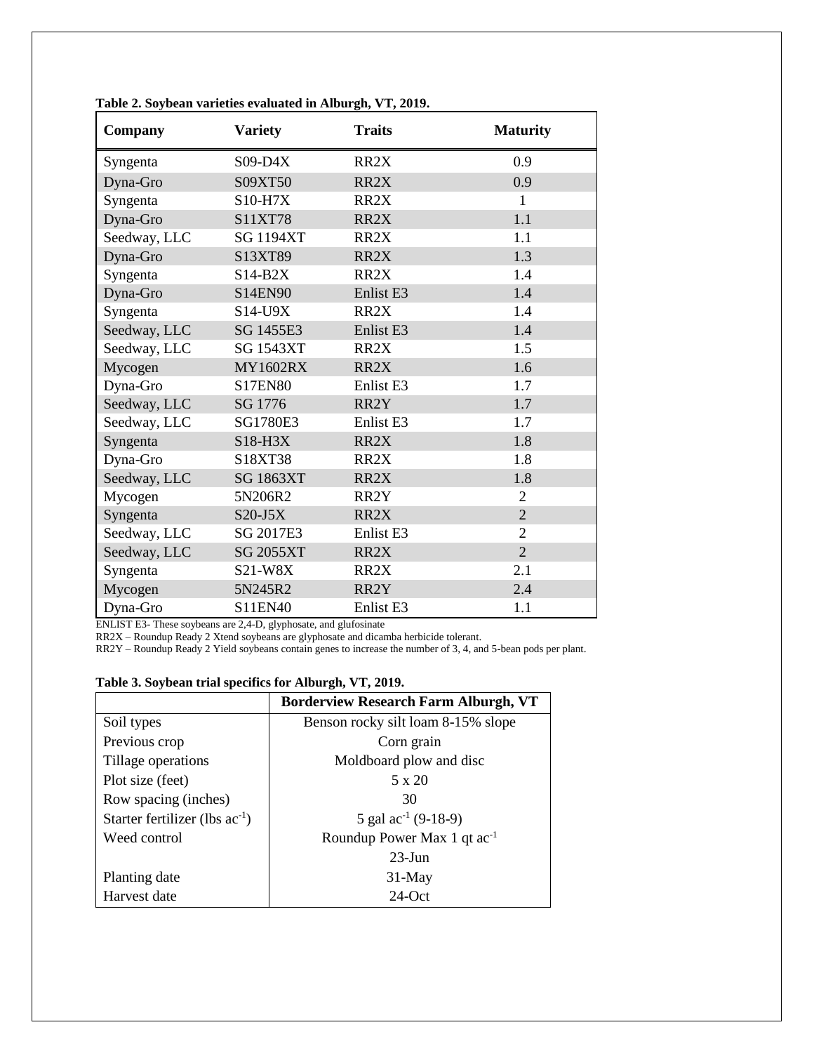**Table 2. Soybean varieties evaluated in Alburgh, VT, 2019.**

| Company | Variety | Traits | Maturity |
|---|---|---|---|
| Syngenta | S09-D4X | RR2X | 0.9 |
| Dyna-Gro | S09XT50 | RR2X | 0.9 |
| Syngenta | S10-H7X | RR2X | 1 |
| Dyna-Gro | S11XT78 | RR2X | 1.1 |
| Seedway, LLC | SG 1194XT | RR2X | 1.1 |
| Dyna-Gro | S13XT89 | RR2X | 1.3 |
| Syngenta | S14-B2X | RR2X | 1.4 |
| Dyna-Gro | S14EN90 | Enlist E3 | 1.4 |
| Syngenta | S14-U9X | RR2X | 1.4 |
| Seedway, LLC | SG 1455E3 | Enlist E3 | 1.4 |
| Seedway, LLC | SG 1543XT | RR2X | 1.5 |
| Mycogen | MY1602RX | RR2X | 1.6 |
| Dyna-Gro | S17EN80 | Enlist E3 | 1.7 |
| Seedway, LLC | SG 1776 | RR2Y | 1.7 |
| Seedway, LLC | SG1780E3 | Enlist E3 | 1.7 |
| Syngenta | S18-H3X | RR2X | 1.8 |
| Dyna-Gro | S18XT38 | RR2X | 1.8 |
| Seedway, LLC | SG 1863XT | RR2X | 1.8 |
| Mycogen | 5N206R2 | RR2Y | 2 |
| Syngenta | S20-J5X | RR2X | 2 |
| Seedway, LLC | SG 2017E3 | Enlist E3 | 2 |
| Seedway, LLC | SG 2055XT | RR2X | 2 |
| Syngenta | S21-W8X | RR2X | 2.1 |
| Mycogen | 5N245R2 | RR2Y | 2.4 |
| Dyna-Gro | S11EN40 | Enlist E3 | 1.1 |

ENLIST E3- These soybeans are 2,4-D, glyphosate, and glufosinate
RR2X – Roundup Ready 2 Xtend soybeans are glyphosate and dicamba herbicide tolerant.
RR2Y – Roundup Ready 2 Yield soybeans contain genes to increase the number of 3, 4, and 5-bean pods per plant.

**Table 3. Soybean trial specifics for Alburgh, VT, 2019.**

| | Borderview Research Farm Alburgh, VT |
|---|---|
| Soil types | Benson rocky silt loam 8-15% slope |
| Previous crop | Corn grain |
| Tillage operations | Moldboard plow and disc |
| Plot size (feet) | 5 x 20 |
| Row spacing (inches) | 30 |
| Starter fertilizer (lbs $ac^{-1}$) | 5 gal $ac^{-1}$ (9-18-9) |
| Weed control | Roundup Power Max 1 qt $ac^{-1}$ |
| | 23-Jun |
| Planting date | 31-May |
| Harvest date | 24-Oct |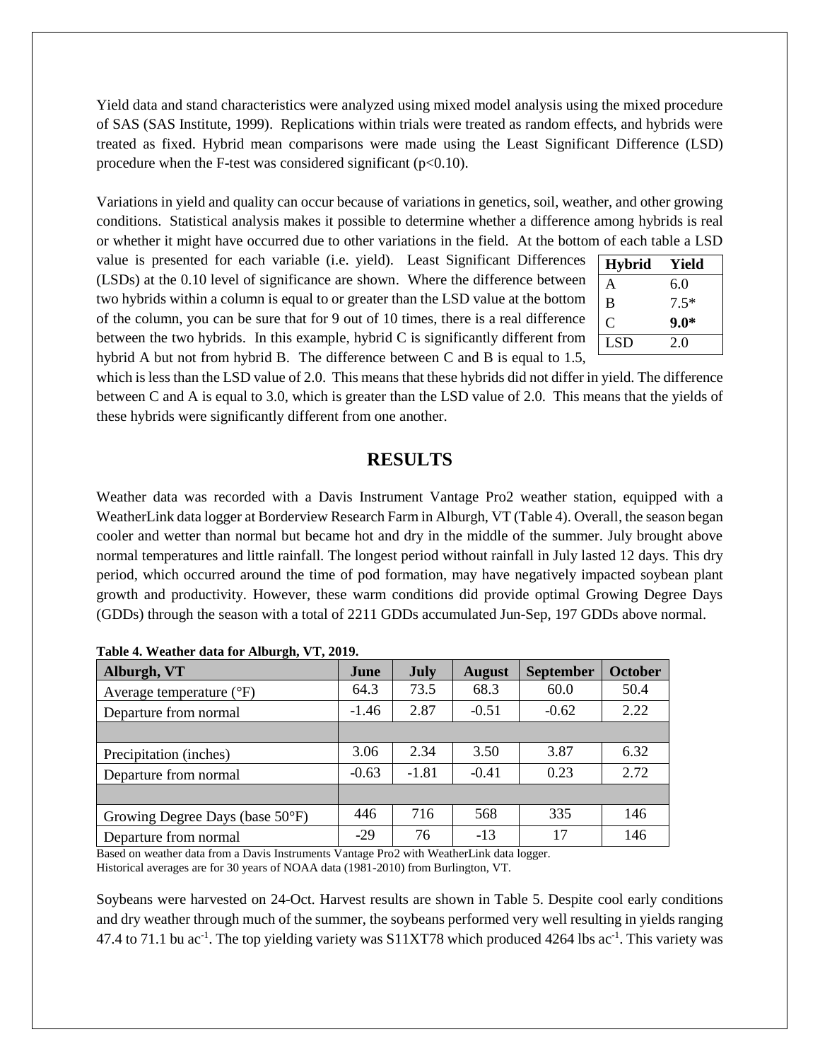Yield data and stand characteristics were analyzed using mixed model analysis using the mixed procedure of SAS (SAS Institute, 1999). Replications within trials were treated as random effects, and hybrids were treated as fixed. Hybrid mean comparisons were made using the Least Significant Difference (LSD) procedure when the F-test was considered significant ($p<0.10$).

Variations in yield and quality can occur because of variations in genetics, soil, weather, and other growing conditions. Statistical analysis makes it possible to determine whether a difference among hybrids is real or whether it might have occurred due to other variations in the field. At the bottom of each table a LSD value is presented for each variable (i.e. yield). Least Significant Differences (LSDs) at the 0.10 level of significance are shown. Where the difference between two hybrids within a column is equal to or greater than the LSD value at the bottom of the column, you can be sure that for 9 out of 10 times, there is a real difference between the two hybrids. In this example, hybrid C is significantly different from hybrid A but not from hybrid B. The difference between C and B is equal to 1.5, which is less than the LSD value of 2.0. This means that these hybrids did not differ in yield. The difference between C and A is equal to 3.0, which is greater than the LSD value of 2.0. This means that the yields of these hybrids were significantly different from one another.

| Hybrid | Yield |
|---|---|
| A | 6.0 |
| B | 7.5* |
| C | **9.0*** |
| LSD | 2.0 |

# RESULTS

Weather data was recorded with a Davis Instrument Vantage Pro2 weather station, equipped with a WeatherLink data logger at Borderview Research Farm in Alburgh, VT (Table 4). Overall, the season began cooler and wetter than normal but became hot and dry in the middle of the summer. July brought above normal temperatures and little rainfall. The longest period without rainfall in July lasted 12 days. This dry period, which occurred around the time of pod formation, may have negatively impacted soybean plant growth and productivity. However, these warm conditions did provide optimal Growing Degree Days (GDDs) through the season with a total of 2211 GDDs accumulated Jun-Sep, 197 GDDs above normal.

**Table 4. Weather data for Alburgh, VT, 2019.**

| Alburgh, VT | June | July | August | September | October |
|---|---|---|---|---|---|
| Average temperature (°F) | 64.3 | 73.5 | 68.3 | 60.0 | 50.4 |
| Departure from normal | -1.46 | 2.87 | -0.51 | -0.62 | 2.22 |
| | | | | | |
| Precipitation (inches) | 3.06 | 2.34 | 3.50 | 3.87 | 6.32 |
| Departure from normal | -0.63 | -1.81 | -0.41 | 0.23 | 2.72 |
| | | | | | |
| Growing Degree Days (base 50°F) | 446 | 716 | 568 | 335 | 146 |
| Departure from normal | -29 | 76 | -13 | 17 | 146 |

Based on weather data from a Davis Instruments Vantage Pro2 with WeatherLink data logger.
Historical averages are for 30 years of NOAA data (1981-2010) from Burlington, VT.

Soybeans were harvested on 24-Oct. Harvest results are shown in Table 5. Despite cool early conditions and dry weather through much of the summer, the soybeans performed very well resulting in yields ranging 47.4 to 71.1 bu $ac^{-1}$. The top yielding variety was S11XT78 which produced 4264 lbs $ac^{-1}$. This variety was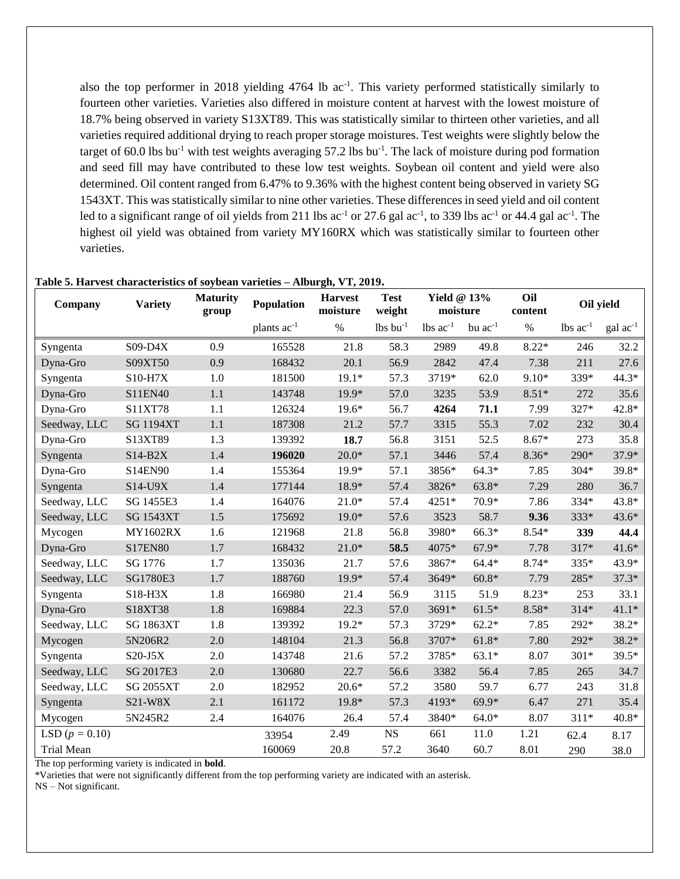also the top performer in 2018 yielding 4764 lb ac$^{-1}$. This variety performed statistically similarly to fourteen other varieties. Varieties also differed in moisture content at harvest with the lowest moisture of 18.7% being observed in variety S13XT89. This was statistically similar to thirteen other varieties, and all varieties required additional drying to reach proper storage moistures. Test weights were slightly below the target of 60.0 lbs bu$^{-1}$ with test weights averaging 57.2 lbs bu$^{-1}$. The lack of moisture during pod formation and seed fill may have contributed to these low test weights. Soybean oil content and yield were also determined. Oil content ranged from 6.47% to 9.36% with the highest content being observed in variety SG 1543XT. This was statistically similar to nine other varieties. These differences in seed yield and oil content led to a significant range of oil yields from 211 lbs ac$^{-1}$ or 27.6 gal ac$^{-1}$, to 339 lbs ac$^{-1}$ or 44.4 gal ac$^{-1}$. The highest oil yield was obtained from variety MY160RX which was statistically similar to fourteen other varieties.

**Table 5. Harvest characteristics of soybean varieties – Alburgh, VT, 2019.**

| Company | Variety | Maturity group | Population | Harvest moisture | Test weight | Yield @ 13% moisture | | Oil content | Oil yield | |
|---|---|---|---|---|---|---|---|---|---|---|
| | | | plants ac$^{-1}$ | % | lbs bu$^{-1}$ | lbs ac$^{-1}$ | bu ac$^{-1}$ | % | lbs ac$^{-1}$ | gal ac$^{-1}$ |
| Syngenta | S09-D4X | 0.9 | 165528 | 21.8 | 58.3 | 2989 | 49.8 | 8.22* | 246 | 32.2 |
| Dyna-Gro | S09XT50 | 0.9 | 168432 | 20.1 | 56.9 | 2842 | 47.4 | 7.38 | 211 | 27.6 |
| Syngenta | S10-H7X | 1.0 | 181500 | 19.1* | 57.3 | 3719* | 62.0 | 9.10* | 339* | 44.3* |
| Dyna-Gro | S11EN40 | 1.1 | 143748 | 19.9* | 57.0 | 3235 | 53.9 | 8.51* | 272 | 35.6 |
| Dyna-Gro | S11XT78 | 1.1 | 126324 | 19.6* | 56.7 | **4264** | **71.1** | 7.99 | 327* | 42.8* |
| Seedway, LLC | SG 1194XT | 1.1 | 187308 | 21.2 | 57.7 | 3315 | 55.3 | 7.02 | 232 | 30.4 |
| Dyna-Gro | S13XT89 | 1.3 | 139392 | **18.7** | 56.8 | 3151 | 52.5 | 8.67* | 273 | 35.8 |
| Syngenta | S14-B2X | 1.4 | **196020** | 20.0* | 57.1 | 3446 | 57.4 | 8.36* | 290* | 37.9* |
| Dyna-Gro | S14EN90 | 1.4 | 155364 | 19.9* | 57.1 | 3856* | 64.3* | 7.85 | 304* | 39.8* |
| Syngenta | S14-U9X | 1.4 | 177144 | 18.9* | 57.4 | 3826* | 63.8* | 7.29 | 280 | 36.7 |
| Seedway, LLC | SG 1455E3 | 1.4 | 164076 | 21.0* | 57.4 | 4251* | 70.9* | 7.86 | 334* | 43.8* |
| Seedway, LLC | SG 1543XT | 1.5 | 175692 | 19.0* | 57.6 | 3523 | 58.7 | **9.36** | 333* | 43.6* |
| Mycogen | MY1602RX | 1.6 | 121968 | 21.8 | 56.8 | 3980* | 66.3* | 8.54* | **339** | **44.4** |
| Dyna-Gro | S17EN80 | 1.7 | 168432 | 21.0* | **58.5** | 4075* | 67.9* | 7.78 | 317* | 41.6* |
| Seedway, LLC | SG 1776 | 1.7 | 135036 | 21.7 | 57.6 | 3867* | 64.4* | 8.74* | 335* | 43.9* |
| Seedway, LLC | SG1780E3 | 1.7 | 188760 | 19.9* | 57.4 | 3649* | 60.8* | 7.79 | 285* | 37.3* |
| Syngenta | S18-H3X | 1.8 | 166980 | 21.4 | 56.9 | 3115 | 51.9 | 8.23* | 253 | 33.1 |
| Dyna-Gro | S18XT38 | 1.8 | 169884 | 22.3 | 57.0 | 3691* | 61.5* | 8.58* | 314* | 41.1* |
| Seedway, LLC | SG 1863XT | 1.8 | 139392 | 19.2* | 57.3 | 3729* | 62.2* | 7.85 | 292* | 38.2* |
| Mycogen | 5N206R2 | 2.0 | 148104 | 21.3 | 56.8 | 3707* | 61.8* | 7.80 | 292* | 38.2* |
| Syngenta | S20-J5X | 2.0 | 143748 | 21.6 | 57.2 | 3785* | 63.1* | 8.07 | 301* | 39.5* |
| Seedway, LLC | SG 2017E3 | 2.0 | 130680 | 22.7 | 56.6 | 3382 | 56.4 | 7.85 | 265 | 34.7 |
| Seedway, LLC | SG 2055XT | 2.0 | 182952 | 20.6* | 57.2 | 3580 | 59.7 | 6.77 | 243 | 31.8 |
| Syngenta | S21-W8X | 2.1 | 161172 | 19.8* | 57.3 | 4193* | 69.9* | 6.47 | 271 | 35.4 |
| Mycogen | 5N245R2 | 2.4 | 164076 | 26.4 | 57.4 | 3840* | 64.0* | 8.07 | 311* | 40.8* |
| LSD ($p$ = 0.10) | | | 33954 | 2.49 | NS | 661 | 11.0 | 1.21 | 62.4 | 8.17 |
| Trial Mean | | | 160069 | 20.8 | 57.2 | 3640 | 60.7 | 8.01 | 290 | 38.0 |

The top performing variety is indicated in **bold**.

*Varieties that were not significantly different from the top performing variety are indicated with an asterisk.

NS – Not significant.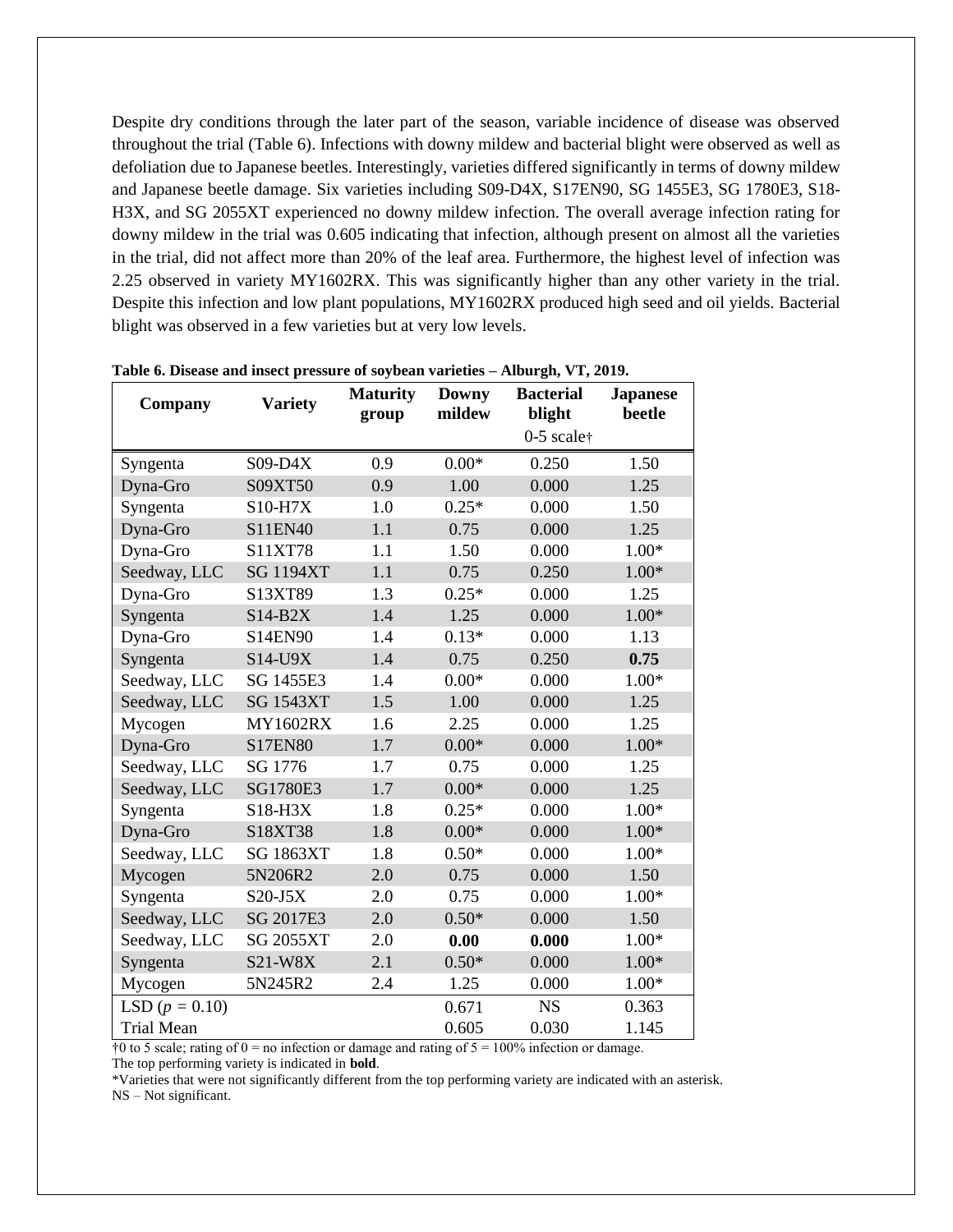Despite dry conditions through the later part of the season, variable incidence of disease was observed throughout the trial (Table 6). Infections with downy mildew and bacterial blight were observed as well as defoliation due to Japanese beetles. Interestingly, varieties differed significantly in terms of downy mildew and Japanese beetle damage. Six varieties including S09-D4X, S17EN90, SG 1455E3, SG 1780E3, S18-H3X, and SG 2055XT experienced no downy mildew infection. The overall average infection rating for downy mildew in the trial was 0.605 indicating that infection, although present on almost all the varieties in the trial, did not affect more than 20% of the leaf area. Furthermore, the highest level of infection was 2.25 observed in variety MY1602RX. This was significantly higher than any other variety in the trial. Despite this infection and low plant populations, MY1602RX produced high seed and oil yields. Bacterial blight was observed in a few varieties but at very low levels.

**Table 6. Disease and insect pressure of soybean varieties – Alburgh, VT, 2019.**

| Company | Variety | Maturity group | Downy mildew | Bacterial blight | Japanese beetle |
|---|---|---|---|---|---|
| | | | | 0-5 scale† | |
| Syngenta | S09-D4X | 0.9 | 0.00* | 0.250 | 1.50 |
| Dyna-Gro | S09XT50 | 0.9 | 1.00 | 0.000 | 1.25 |
| Syngenta | S10-H7X | 1.0 | 0.25* | 0.000 | 1.50 |
| Dyna-Gro | S11EN40 | 1.1 | 0.75 | 0.000 | 1.25 |
| Dyna-Gro | S11XT78 | 1.1 | 1.50 | 0.000 | 1.00* |
| Seedway, LLC | SG 1194XT | 1.1 | 0.75 | 0.250 | 1.00* |
| Dyna-Gro | S13XT89 | 1.3 | 0.25* | 0.000 | 1.25 |
| Syngenta | S14-B2X | 1.4 | 1.25 | 0.000 | 1.00* |
| Dyna-Gro | S14EN90 | 1.4 | 0.13* | 0.000 | 1.13 |
| Syngenta | S14-U9X | 1.4 | 0.75 | 0.250 | **0.75** |
| Seedway, LLC | SG 1455E3 | 1.4 | 0.00* | 0.000 | 1.00* |
| Seedway, LLC | SG 1543XT | 1.5 | 1.00 | 0.000 | 1.25 |
| Mycogen | MY1602RX | 1.6 | 2.25 | 0.000 | 1.25 |
| Dyna-Gro | S17EN80 | 1.7 | 0.00* | 0.000 | 1.00* |
| Seedway, LLC | SG 1776 | 1.7 | 0.75 | 0.000 | 1.25 |
| Seedway, LLC | SG1780E3 | 1.7 | 0.00* | 0.000 | 1.25 |
| Syngenta | S18-H3X | 1.8 | 0.25* | 0.000 | 1.00* |
| Dyna-Gro | S18XT38 | 1.8 | 0.00* | 0.000 | 1.00* |
| Seedway, LLC | SG 1863XT | 1.8 | 0.50* | 0.000 | 1.00* |
| Mycogen | 5N206R2 | 2.0 | 0.75 | 0.000 | 1.50 |
| Syngenta | S20-J5X | 2.0 | 0.75 | 0.000 | 1.00* |
| Seedway, LLC | SG 2017E3 | 2.0 | 0.50* | 0.000 | 1.50 |
| Seedway, LLC | SG 2055XT | 2.0 | **0.00** | **0.000** | 1.00* |
| Syngenta | S21-W8X | 2.1 | 0.50* | 0.000 | 1.00* |
| Mycogen | 5N245R2 | 2.4 | 1.25 | 0.000 | 1.00* |
| LSD ($p$ = 0.10) | | | 0.671 | NS | 0.363 |
| Trial Mean | | | 0.605 | 0.030 | 1.145 |

†0 to 5 scale; rating of 0 = no infection or damage and rating of 5 = 100% infection or damage.
The top performing variety is indicated in **bold**.
*Varieties that were not significantly different from the top performing variety are indicated with an asterisk.
NS – Not significant.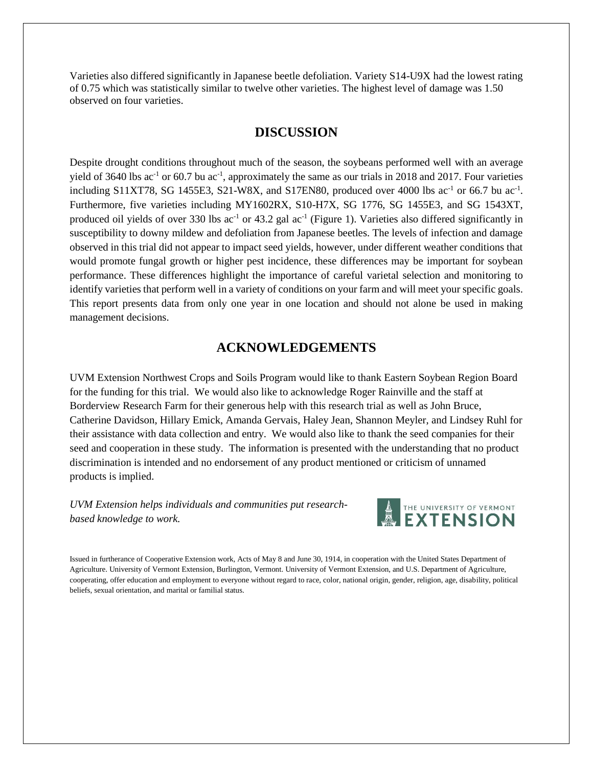Varieties also differed significantly in Japanese beetle defoliation. Variety S14-U9X had the lowest rating of 0.75 which was statistically similar to twelve other varieties. The highest level of damage was 1.50 observed on four varieties.

## DISCUSSION

Despite drought conditions throughout much of the season, the soybeans performed well with an average yield of 3640 lbs $ac^{-1}$ or 60.7 bu $ac^{-1}$, approximately the same as our trials in 2018 and 2017. Four varieties including S11XT78, SG 1455E3, S21-W8X, and S17EN80, produced over 4000 lbs $ac^{-1}$ or 66.7 bu $ac^{-1}$. Furthermore, five varieties including MY1602RX, S10-H7X, SG 1776, SG 1455E3, and SG 1543XT, produced oil yields of over 330 lbs $ac^{-1}$ or 43.2 gal $ac^{-1}$ (Figure 1). Varieties also differed significantly in susceptibility to downy mildew and defoliation from Japanese beetles. The levels of infection and damage observed in this trial did not appear to impact seed yields, however, under different weather conditions that would promote fungal growth or higher pest incidence, these differences may be important for soybean performance. These differences highlight the importance of careful varietal selection and monitoring to identify varieties that perform well in a variety of conditions on your farm and will meet your specific goals. This report presents data from only one year in one location and should not alone be used in making management decisions.

## ACKNOWLEDGEMENTS

UVM Extension Northwest Crops and Soils Program would like to thank Eastern Soybean Region Board for the funding for this trial. We would also like to acknowledge Roger Rainville and the staff at Borderview Research Farm for their generous help with this research trial as well as John Bruce, Catherine Davidson, Hillary Emick, Amanda Gervais, Haley Jean, Shannon Meyler, and Lindsey Ruhl for their assistance with data collection and entry. We would also like to thank the seed companies for their seed and cooperation in these study. The information is presented with the understanding that no product discrimination is intended and no endorsement of any product mentioned or criticism of unnamed products is implied.

*UVM Extension helps individuals and communities put research-based knowledge to work.*

THE UNIVERSITY OF VERMONT EXTENSION

Issued in furtherance of Cooperative Extension work, Acts of May 8 and June 30, 1914, in cooperation with the United States Department of Agriculture. University of Vermont Extension, Burlington, Vermont. University of Vermont Extension, and U.S. Department of Agriculture, cooperating, offer education and employment to everyone without regard to race, color, national origin, gender, religion, age, disability, political beliefs, sexual orientation, and marital or familial status.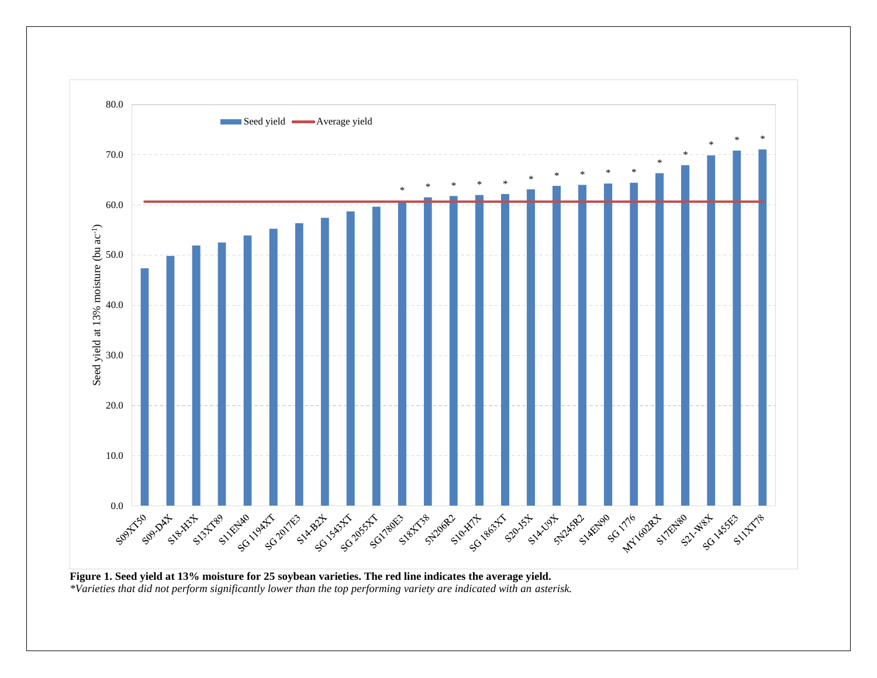80.0
70.0
60.0
50.0
40.0
30.0
20.0
10.0
0.0

Seed yield at 13% moisture (bu ac$^{-1}$)

Seed yield
Average yield

S09XT50
S09-D4X
S18-H3X
S13XT89
S11EN40
SG 1194XT
SG 2017E3
S14-B2X
SG 1543XT
SG 2055XT
SG1780E3
S18XT38
5N206R2
S10-H7X
SG 1863XT
S20-J5X
S14-U9X
5N245R2
S14EN90
SG 1776
MY1602RX
S17EN80
S21-W8X
SG 1455E3
S11XT78

**Figure 1. Seed yield at 13% moisture for 25 soybean varieties. The red line indicates the average yield.**

*\*Varieties that did not perform significantly lower than the top performing variety are indicated with an asterisk.*